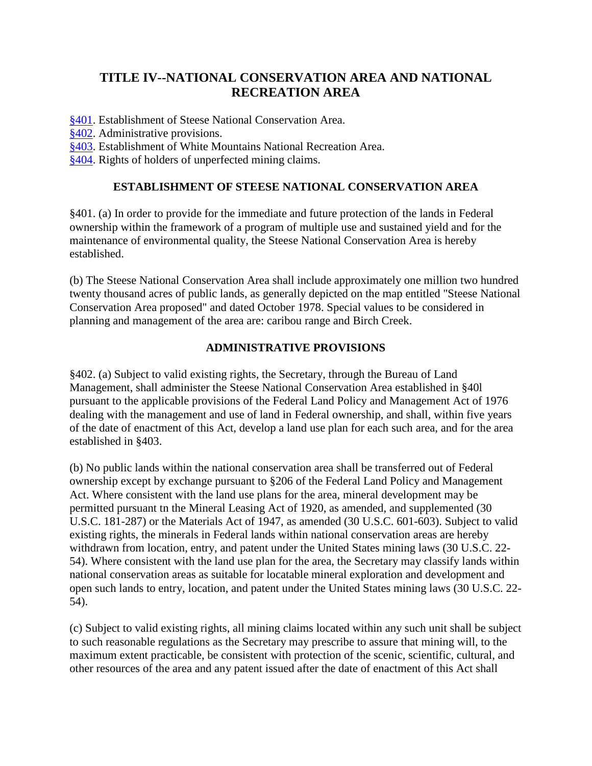# TITLE IV--NATIONAL CONSERVATION AREA AND NATIONAL RECREATION AREA

§401. Establishment of Steese National Conservation Area.
§402. Administrative provisions.
§403. Establishment of White Mountains National Recreation Area.
§404. Rights of holders of unperfected mining claims.

## ESTABLISHMENT OF STEESE NATIONAL CONSERVATION AREA

§401. (a) In order to provide for the immediate and future protection of the lands in Federal ownership within the framework of a program of multiple use and sustained yield and for the maintenance of environmental quality, the Steese National Conservation Area is hereby established.

(b) The Steese National Conservation Area shall include approximately one million two hundred twenty thousand acres of public lands, as generally depicted on the map entitled "Steese National Conservation Area proposed" and dated October 1978. Special values to be considered in planning and management of the area are: caribou range and Birch Creek.

## ADMINISTRATIVE PROVISIONS

§402. (a) Subject to valid existing rights, the Secretary, through the Bureau of Land Management, shall administer the Steese National Conservation Area established in §40l pursuant to the applicable provisions of the Federal Land Policy and Management Act of 1976 dealing with the management and use of land in Federal ownership, and shall, within five years of the date of enactment of this Act, develop a land use plan for each such area, and for the area established in §403.

(b) No public lands within the national conservation area shall be transferred out of Federal ownership except by exchange pursuant to §206 of the Federal Land Policy and Management Act. Where consistent with the land use plans for the area, mineral development may be permitted pursuant tn the Mineral Leasing Act of 1920, as amended, and supplemented (30 U.S.C. 181-287) or the Materials Act of 1947, as amended (30 U.S.C. 601-603). Subject to valid existing rights, the minerals in Federal lands within national conservation areas are hereby withdrawn from location, entry, and patent under the United States mining laws (30 U.S.C. 22-54). Where consistent with the land use plan for the area, the Secretary may classify lands within national conservation areas as suitable for locatable mineral exploration and development and open such lands to entry, location, and patent under the United States mining laws (30 U.S.C. 22-54).

(c) Subject to valid existing rights, all mining claims located within any such unit shall be subject to such reasonable regulations as the Secretary may prescribe to assure that mining will, to the maximum extent practicable, be consistent with protection of the scenic, scientific, cultural, and other resources of the area and any patent issued after the date of enactment of this Act shall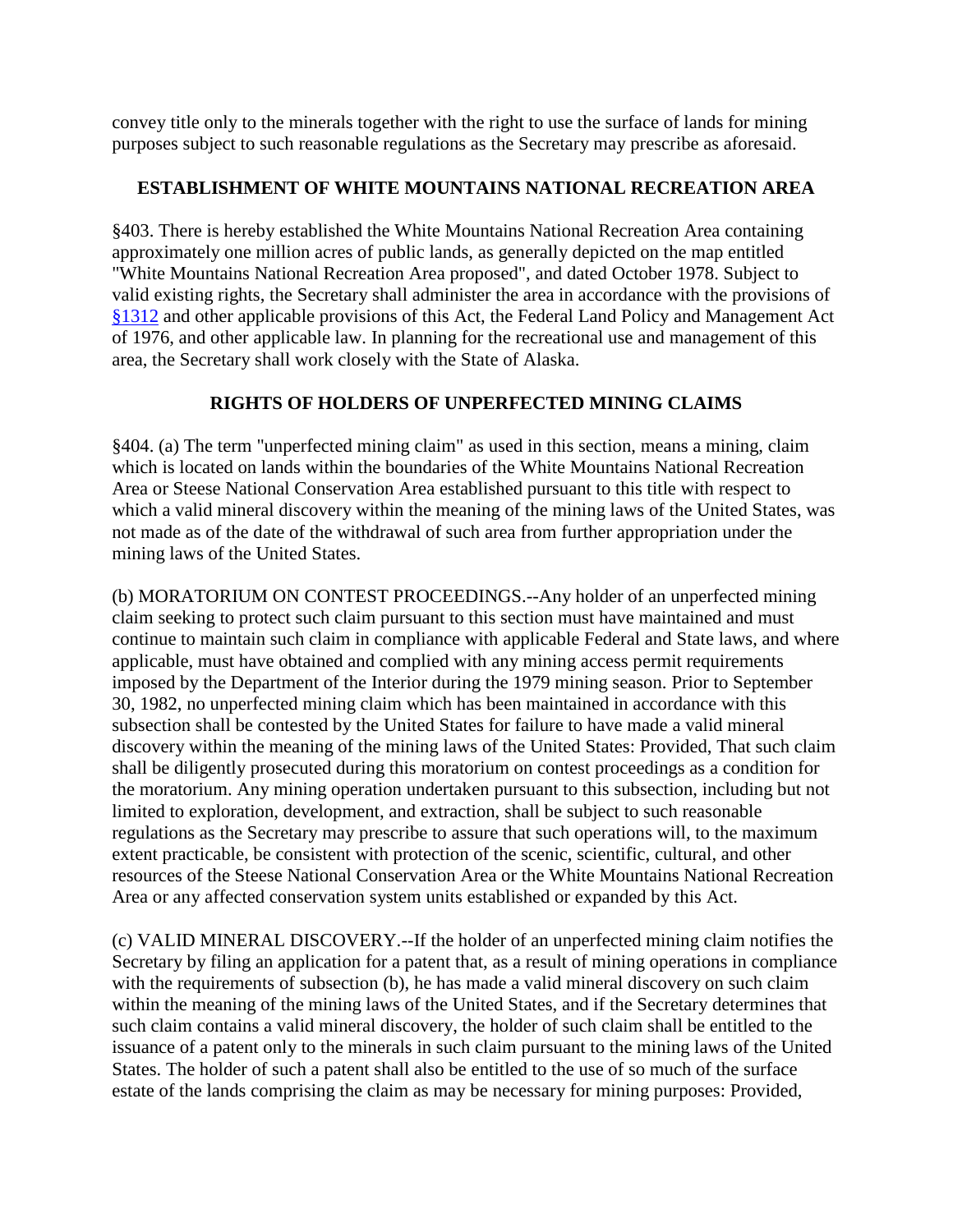convey title only to the minerals together with the right to use the surface of lands for mining purposes subject to such reasonable regulations as the Secretary may prescribe as aforesaid.

### ESTABLISHMENT OF WHITE MOUNTAINS NATIONAL RECREATION AREA

§403. There is hereby established the White Mountains National Recreation Area containing approximately one million acres of public lands, as generally depicted on the map entitled "White Mountains National Recreation Area proposed", and dated October 1978. Subject to valid existing rights, the Secretary shall administer the area in accordance with the provisions of §1312 and other applicable provisions of this Act, the Federal Land Policy and Management Act of 1976, and other applicable law. In planning for the recreational use and management of this area, the Secretary shall work closely with the State of Alaska.

### RIGHTS OF HOLDERS OF UNPERFECTED MINING CLAIMS

§404. (a) The term "unperfected mining claim" as used in this section, means a mining, claim which is located on lands within the boundaries of the White Mountains National Recreation Area or Steese National Conservation Area established pursuant to this title with respect to which a valid mineral discovery within the meaning of the mining laws of the United States, was not made as of the date of the withdrawal of such area from further appropriation under the mining laws of the United States.

(b) MORATORIUM ON CONTEST PROCEEDINGS.--Any holder of an unperfected mining claim seeking to protect such claim pursuant to this section must have maintained and must continue to maintain such claim in compliance with applicable Federal and State laws, and where applicable, must have obtained and complied with any mining access permit requirements imposed by the Department of the Interior during the 1979 mining season. Prior to September 30, 1982, no unperfected mining claim which has been maintained in accordance with this subsection shall be contested by the United States for failure to have made a valid mineral discovery within the meaning of the mining laws of the United States: Provided, That such claim shall be diligently prosecuted during this moratorium on contest proceedings as a condition for the moratorium. Any mining operation undertaken pursuant to this subsection, including but not limited to exploration, development, and extraction, shall be subject to such reasonable regulations as the Secretary may prescribe to assure that such operations will, to the maximum extent practicable, be consistent with protection of the scenic, scientific, cultural, and other resources of the Steese National Conservation Area or the White Mountains National Recreation Area or any affected conservation system units established or expanded by this Act.

(c) VALID MINERAL DISCOVERY.--If the holder of an unperfected mining claim notifies the Secretary by filing an application for a patent that, as a result of mining operations in compliance with the requirements of subsection (b), he has made a valid mineral discovery on such claim within the meaning of the mining laws of the United States, and if the Secretary determines that such claim contains a valid mineral discovery, the holder of such claim shall be entitled to the issuance of a patent only to the minerals in such claim pursuant to the mining laws of the United States. The holder of such a patent shall also be entitled to the use of so much of the surface estate of the lands comprising the claim as may be necessary for mining purposes: Provided,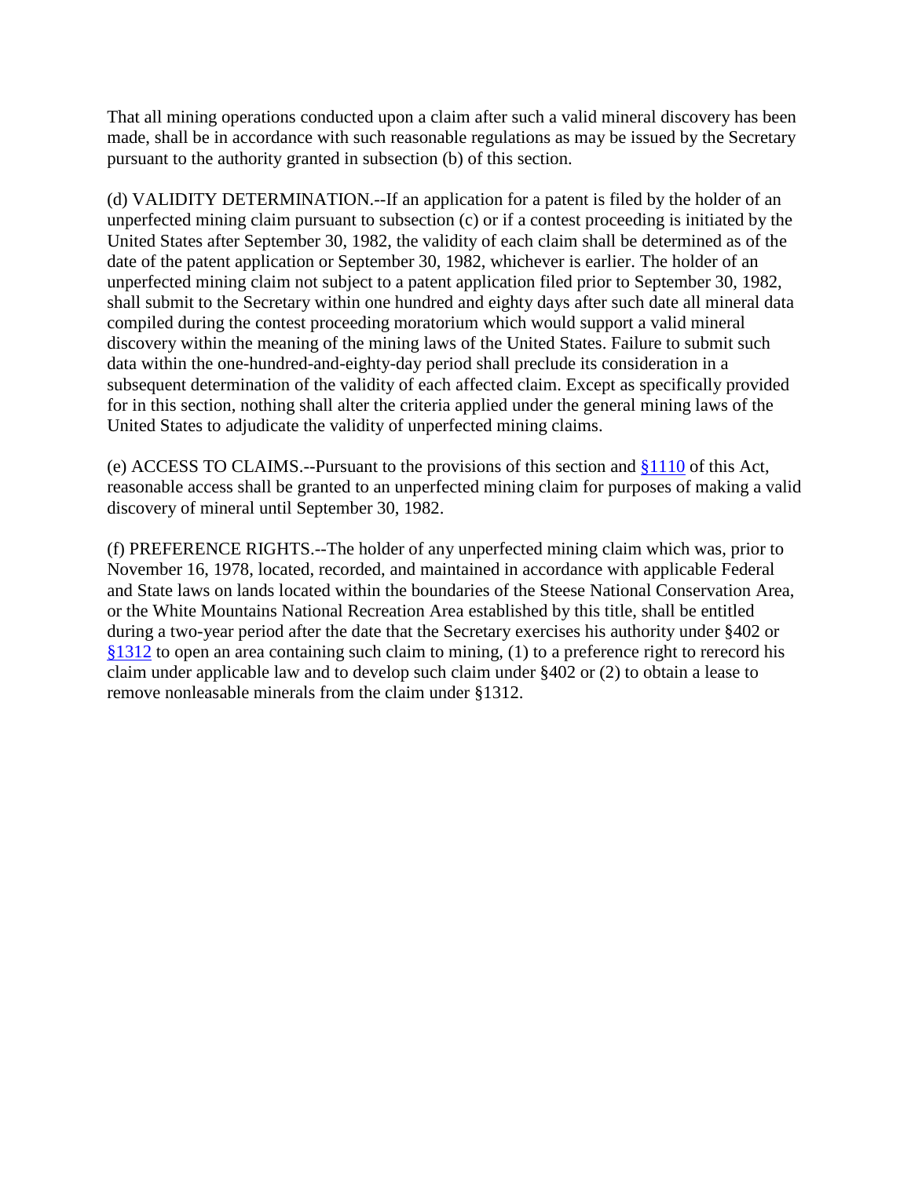That all mining operations conducted upon a claim after such a valid mineral discovery has been made, shall be in accordance with such reasonable regulations as may be issued by the Secretary pursuant to the authority granted in subsection (b) of this section.

(d) VALIDITY DETERMINATION.--If an application for a patent is filed by the holder of an unperfected mining claim pursuant to subsection (c) or if a contest proceeding is initiated by the United States after September 30, 1982, the validity of each claim shall be determined as of the date of the patent application or September 30, 1982, whichever is earlier. The holder of an unperfected mining claim not subject to a patent application filed prior to September 30, 1982, shall submit to the Secretary within one hundred and eighty days after such date all mineral data compiled during the contest proceeding moratorium which would support a valid mineral discovery within the meaning of the mining laws of the United States. Failure to submit such data within the one-hundred-and-eighty-day period shall preclude its consideration in a subsequent determination of the validity of each affected claim. Except as specifically provided for in this section, nothing shall alter the criteria applied under the general mining laws of the United States to adjudicate the validity of unperfected mining claims.

(e) ACCESS TO CLAIMS.--Pursuant to the provisions of this section and §1110 of this Act, reasonable access shall be granted to an unperfected mining claim for purposes of making a valid discovery of mineral until September 30, 1982.

(f) PREFERENCE RIGHTS.--The holder of any unperfected mining claim which was, prior to November 16, 1978, located, recorded, and maintained in accordance with applicable Federal and State laws on lands located within the boundaries of the Steese National Conservation Area, or the White Mountains National Recreation Area established by this title, shall be entitled during a two-year period after the date that the Secretary exercises his authority under §402 or §1312 to open an area containing such claim to mining, (1) to a preference right to rerecord his claim under applicable law and to develop such claim under §402 or (2) to obtain a lease to remove nonleasable minerals from the claim under §1312.